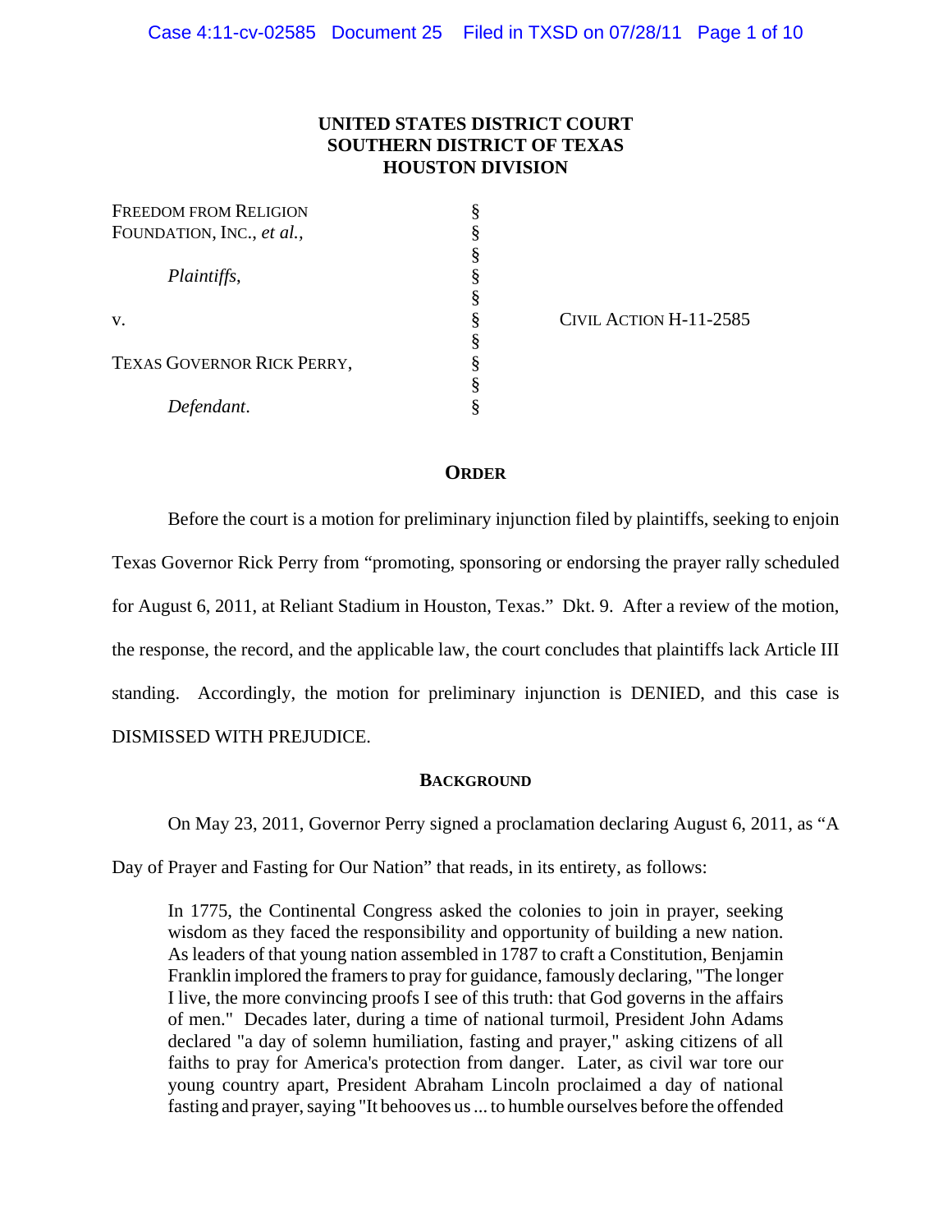**UNITED STATES DISTRICT COURT**
**SOUTHERN DISTRICT OF TEXAS**
**HOUSTON DIVISION**

| | | |
|---|---|---|
| FREEDOM FROM RELIGION FOUNDATION, INC., *et al.*, | § | |
| | § | |
| *Plaintiffs*, | § | |
| | § | |
| v. | § | CIVIL ACTION H-11-2585 |
| | § | |
| TEXAS GOVERNOR RICK PERRY, | § | |
| | § | |
| *Defendant*. | § | |

**ORDER**

Before the court is a motion for preliminary injunction filed by plaintiffs, seeking to enjoin Texas Governor Rick Perry from "promoting, sponsoring or endorsing the prayer rally scheduled for August 6, 2011, at Reliant Stadium in Houston, Texas." Dkt. 9. After a review of the motion, the response, the record, and the applicable law, the court concludes that plaintiffs lack Article III standing. Accordingly, the motion for preliminary injunction is DENIED, and this case is DISMISSED WITH PREJUDICE.

**BACKGROUND**

On May 23, 2011, Governor Perry signed a proclamation declaring August 6, 2011, as "A Day of Prayer and Fasting for Our Nation" that reads, in its entirety, as follows:

> In 1775, the Continental Congress asked the colonies to join in prayer, seeking wisdom as they faced the responsibility and opportunity of building a new nation. As leaders of that young nation assembled in 1787 to craft a Constitution, Benjamin Franklin implored the framers to pray for guidance, famously declaring, "The longer I live, the more convincing proofs I see of this truth: that God governs in the affairs of men." Decades later, during a time of national turmoil, President John Adams declared "a day of solemn humiliation, fasting and prayer," asking citizens of all faiths to pray for America's protection from danger. Later, as civil war tore our young country apart, President Abraham Lincoln proclaimed a day of national fasting and prayer, saying "It behooves us ... to humble ourselves before the offended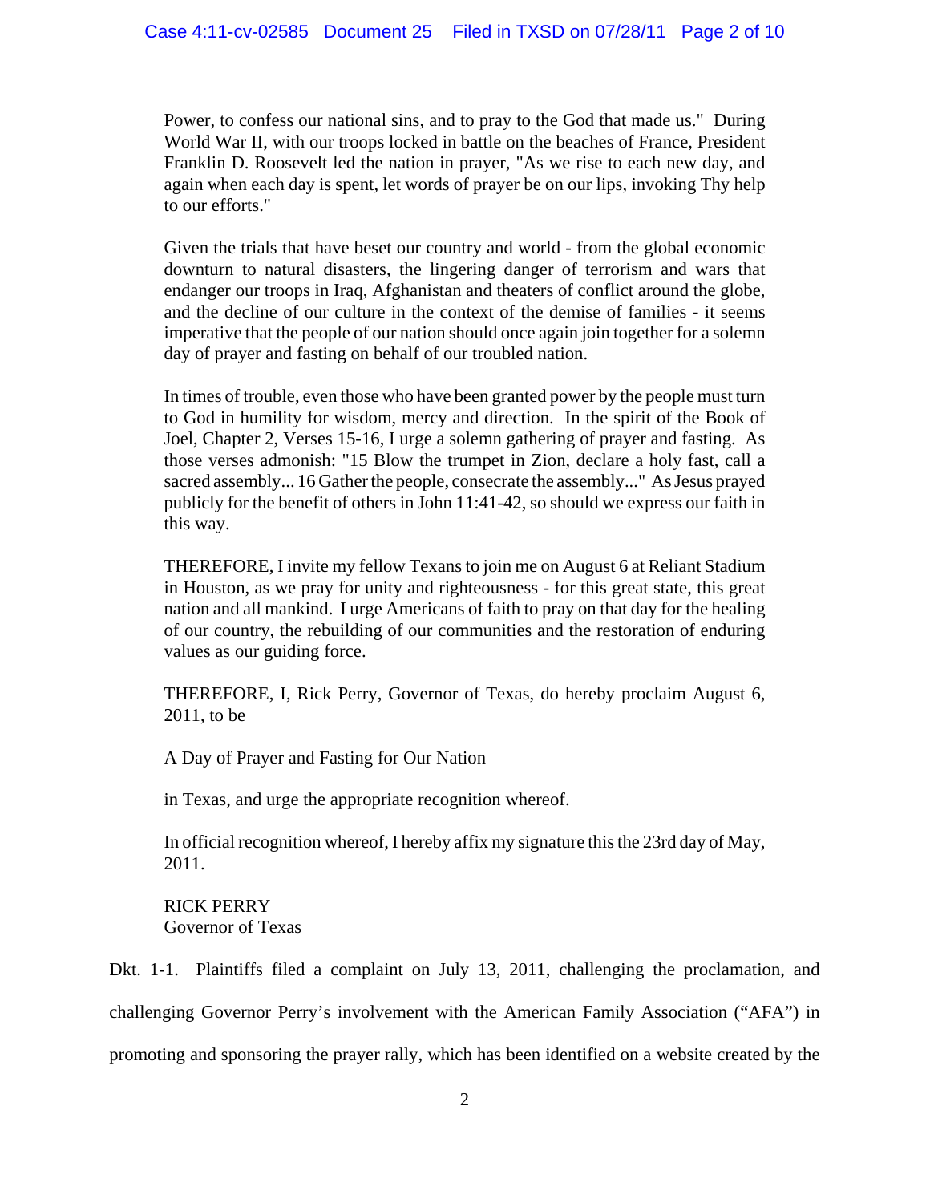Power, to confess our national sins, and to pray to the God that made us." During World War II, with our troops locked in battle on the beaches of France, President Franklin D. Roosevelt led the nation in prayer, "As we rise to each new day, and again when each day is spent, let words of prayer be on our lips, invoking Thy help to our efforts."

Given the trials that have beset our country and world - from the global economic downturn to natural disasters, the lingering danger of terrorism and wars that endanger our troops in Iraq, Afghanistan and theaters of conflict around the globe, and the decline of our culture in the context of the demise of families - it seems imperative that the people of our nation should once again join together for a solemn day of prayer and fasting on behalf of our troubled nation.

In times of trouble, even those who have been granted power by the people must turn to God in humility for wisdom, mercy and direction. In the spirit of the Book of Joel, Chapter 2, Verses 15-16, I urge a solemn gathering of prayer and fasting. As those verses admonish: "15 Blow the trumpet in Zion, declare a holy fast, call a sacred assembly... 16 Gather the people, consecrate the assembly..." As Jesus prayed publicly for the benefit of others in John 11:41-42, so should we express our faith in this way.

THEREFORE, I invite my fellow Texans to join me on August 6 at Reliant Stadium in Houston, as we pray for unity and righteousness - for this great state, this great nation and all mankind. I urge Americans of faith to pray on that day for the healing of our country, the rebuilding of our communities and the restoration of enduring values as our guiding force.

THEREFORE, I, Rick Perry, Governor of Texas, do hereby proclaim August 6, 2011, to be

A Day of Prayer and Fasting for Our Nation

in Texas, and urge the appropriate recognition whereof.

In official recognition whereof, I hereby affix my signature this the 23rd day of May, 2011.

RICK PERRY
Governor of Texas

Dkt. 1-1. Plaintiffs filed a complaint on July 13, 2011, challenging the proclamation, and challenging Governor Perry's involvement with the American Family Association ("AFA") in promoting and sponsoring the prayer rally, which has been identified on a website created by the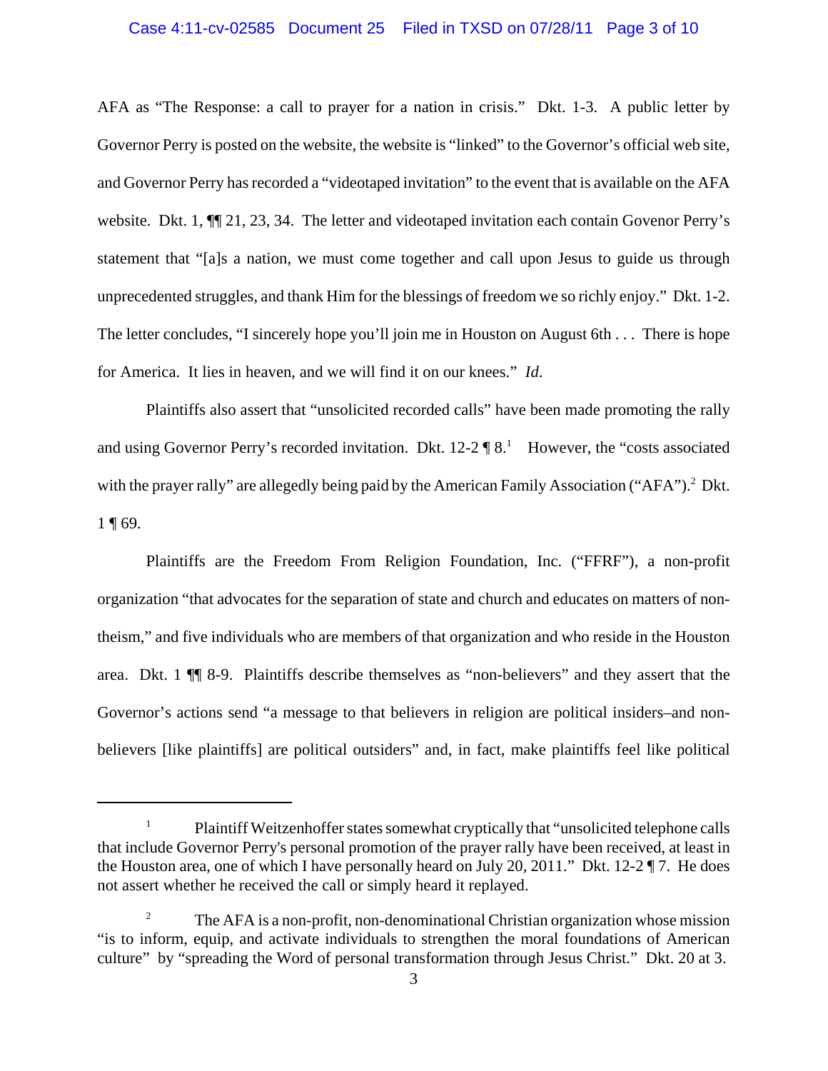AFA as "The Response: a call to prayer for a nation in crisis." Dkt. 1-3. A public letter by Governor Perry is posted on the website, the website is "linked" to the Governor's official web site, and Governor Perry has recorded a "videotaped invitation" to the event that is available on the AFA website. Dkt. 1, ¶¶ 21, 23, 34. The letter and videotaped invitation each contain Govenor Perry's statement that "[a]s a nation, we must come together and call upon Jesus to guide us through unprecedented struggles, and thank Him for the blessings of freedom we so richly enjoy." Dkt. 1-2. The letter concludes, "I sincerely hope you'll join me in Houston on August 6th . . . There is hope for America. It lies in heaven, and we will find it on our knees." *Id.*

Plaintiffs also assert that "unsolicited recorded calls" have been made promoting the rally and using Governor Perry's recorded invitation. Dkt. 12-2 ¶ 8.[1] However, the "costs associated with the prayer rally" are allegedly being paid by the American Family Association ("AFA").[2] Dkt. 1 ¶ 69.

Plaintiffs are the Freedom From Religion Foundation, Inc. ("FFRF"), a non-profit organization "that advocates for the separation of state and church and educates on matters of non-theism," and five individuals who are members of that organization and who reside in the Houston area. Dkt. 1 ¶¶ 8-9. Plaintiffs describe themselves as "non-believers" and they assert that the Governor's actions send "a message to that believers in religion are political insiders–and non-believers [like plaintiffs] are political outsiders" and, in fact, make plaintiffs feel like political

---

[1] Plaintiff Weitzenhoffer states somewhat cryptically that "unsolicited telephone calls that include Governor Perry's personal promotion of the prayer rally have been received, at least in the Houston area, one of which I have personally heard on July 20, 2011." Dkt. 12-2 ¶ 7. He does not assert whether he received the call or simply heard it replayed.

[2] The AFA is a non-profit, non-denominational Christian organization whose mission "is to inform, equip, and activate individuals to strengthen the moral foundations of American culture" by "spreading the Word of personal transformation through Jesus Christ." Dkt. 20 at 3.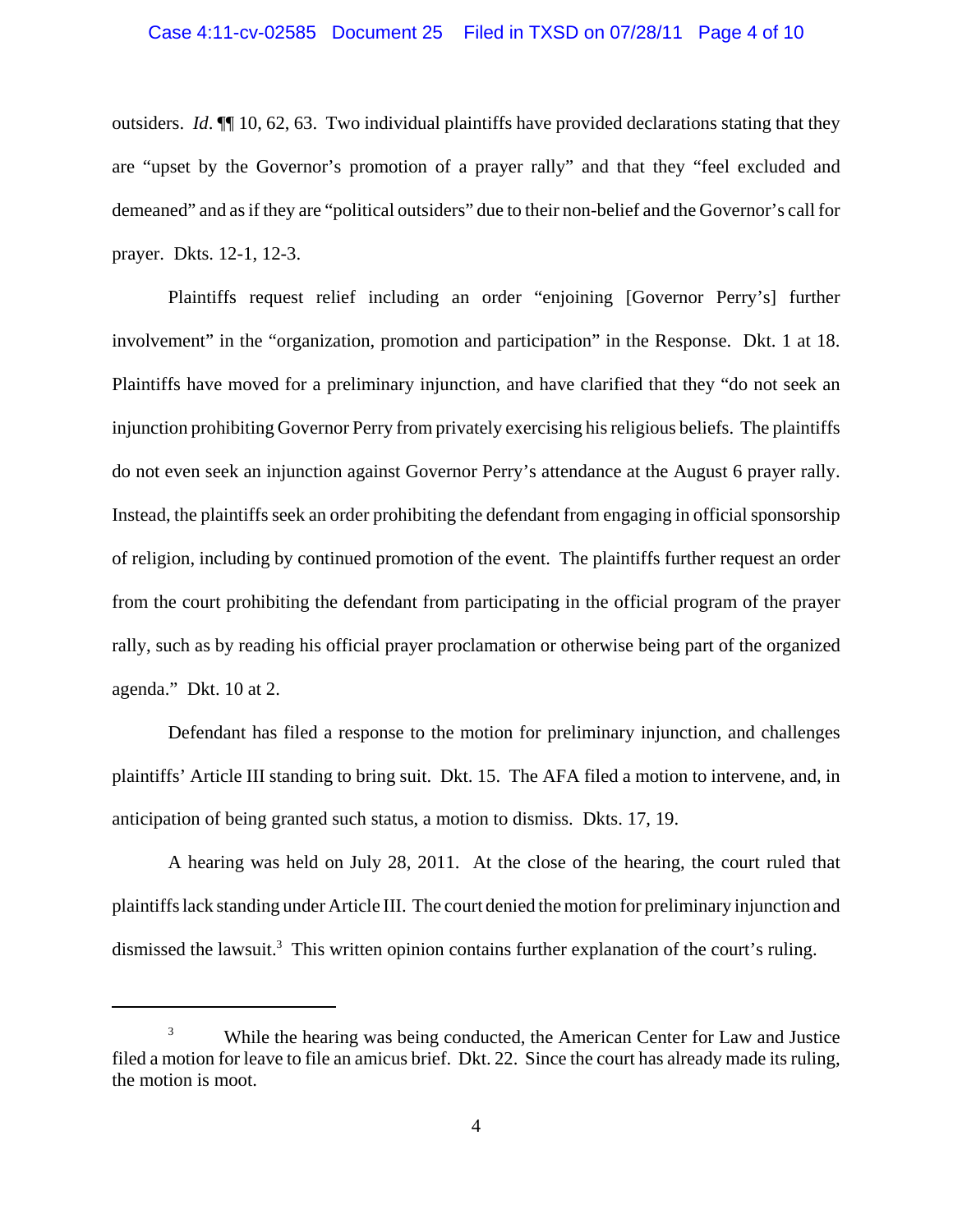outsiders. *Id*. ¶¶ 10, 62, 63. Two individual plaintiffs have provided declarations stating that they are "upset by the Governor's promotion of a prayer rally" and that they "feel excluded and demeaned" and as if they are "political outsiders" due to their non-belief and the Governor's call for prayer. Dkts. 12-1, 12-3.

Plaintiffs request relief including an order "enjoining [Governor Perry's] further involvement" in the "organization, promotion and participation" in the Response. Dkt. 1 at 18. Plaintiffs have moved for a preliminary injunction, and have clarified that they "do not seek an injunction prohibiting Governor Perry from privately exercising his religious beliefs. The plaintiffs do not even seek an injunction against Governor Perry's attendance at the August 6 prayer rally. Instead, the plaintiffs seek an order prohibiting the defendant from engaging in official sponsorship of religion, including by continued promotion of the event. The plaintiffs further request an order from the court prohibiting the defendant from participating in the official program of the prayer rally, such as by reading his official prayer proclamation or otherwise being part of the organized agenda." Dkt. 10 at 2.

Defendant has filed a response to the motion for preliminary injunction, and challenges plaintiffs' Article III standing to bring suit. Dkt. 15. The AFA filed a motion to intervene, and, in anticipation of being granted such status, a motion to dismiss. Dkts. 17, 19.

A hearing was held on July 28, 2011. At the close of the hearing, the court ruled that plaintiffs lack standing under Article III. The court denied the motion for preliminary injunction and dismissed the lawsuit.[3] This written opinion contains further explanation of the court's ruling.

---

[3] While the hearing was being conducted, the American Center for Law and Justice filed a motion for leave to file an amicus brief. Dkt. 22. Since the court has already made its ruling, the motion is moot.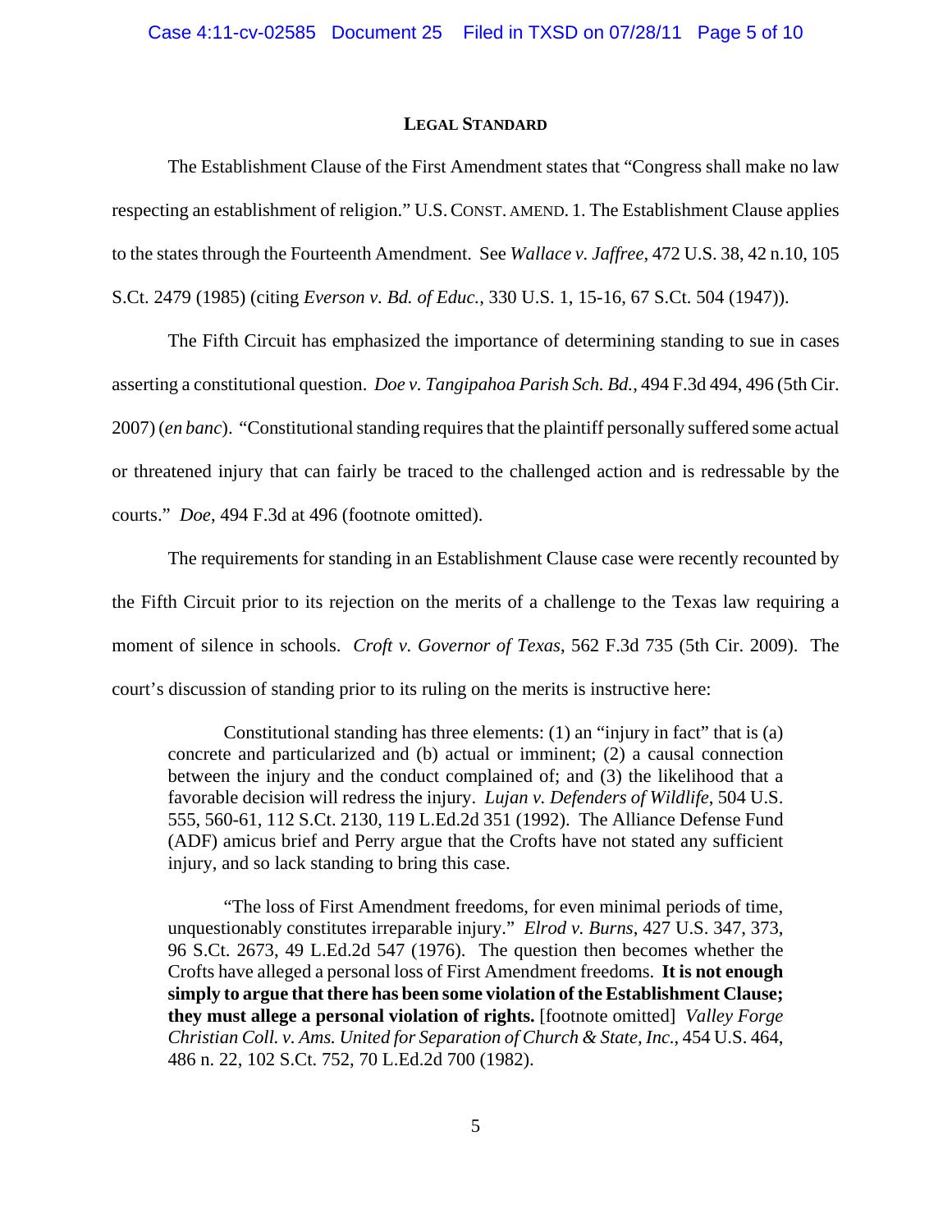## LEGAL STANDARD

The Establishment Clause of the First Amendment states that "Congress shall make no law respecting an establishment of religion." U.S. CONST. AMEND. 1. The Establishment Clause applies to the states through the Fourteenth Amendment. See *Wallace v. Jaffree*, 472 U.S. 38, 42 n.10, 105 S.Ct. 2479 (1985) (citing *Everson v. Bd. of Educ.*, 330 U.S. 1, 15-16, 67 S.Ct. 504 (1947)).

The Fifth Circuit has emphasized the importance of determining standing to sue in cases asserting a constitutional question. *Doe v. Tangipahoa Parish Sch. Bd.*, 494 F.3d 494, 496 (5th Cir. 2007) (*en banc*). "Constitutional standing requires that the plaintiff personally suffered some actual or threatened injury that can fairly be traced to the challenged action and is redressable by the courts." *Doe*, 494 F.3d at 496 (footnote omitted).

The requirements for standing in an Establishment Clause case were recently recounted by the Fifth Circuit prior to its rejection on the merits of a challenge to the Texas law requiring a moment of silence in schools. *Croft v. Governor of Texas*, 562 F.3d 735 (5th Cir. 2009). The court's discussion of standing prior to its ruling on the merits is instructive here:

> Constitutional standing has three elements: (1) an "injury in fact" that is (a) concrete and particularized and (b) actual or imminent; (2) a causal connection between the injury and the conduct complained of; and (3) the likelihood that a favorable decision will redress the injury. *Lujan v. Defenders of Wildlife*, 504 U.S. 555, 560-61, 112 S.Ct. 2130, 119 L.Ed.2d 351 (1992). The Alliance Defense Fund (ADF) amicus brief and Perry argue that the Crofts have not stated any sufficient injury, and so lack standing to bring this case.
>
> "The loss of First Amendment freedoms, for even minimal periods of time, unquestionably constitutes irreparable injury." *Elrod v. Burns*, 427 U.S. 347, 373, 96 S.Ct. 2673, 49 L.Ed.2d 547 (1976). The question then becomes whether the Crofts have alleged a personal loss of First Amendment freedoms. **It is not enough simply to argue that there has been some violation of the Establishment Clause; they must allege a personal violation of rights.** [footnote omitted] *Valley Forge Christian Coll. v. Ams. United for Separation of Church & State, Inc.*, 454 U.S. 464, 486 n. 22, 102 S.Ct. 752, 70 L.Ed.2d 700 (1982).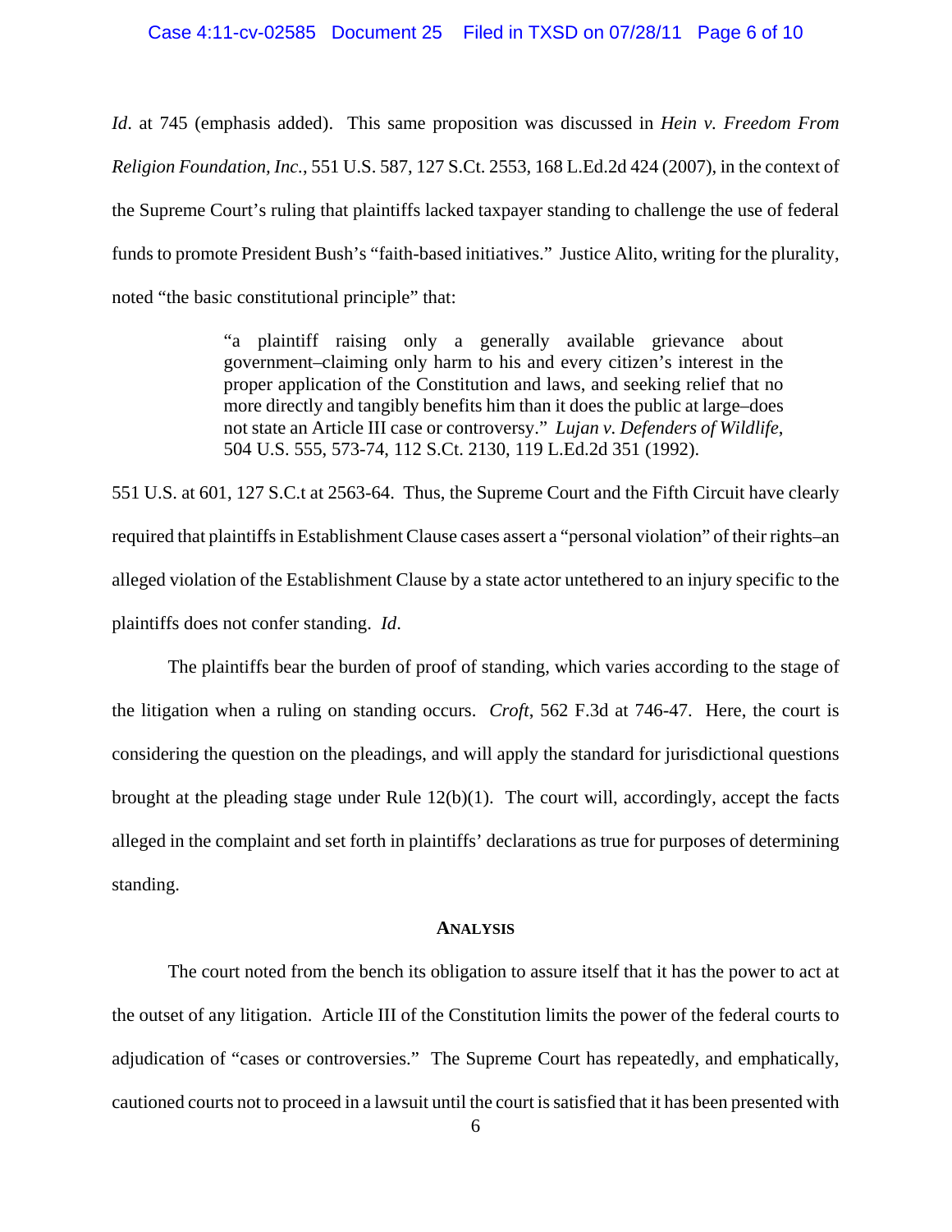*Id*. at 745 (emphasis added). This same proposition was discussed in *Hein v. Freedom From Religion Foundation, Inc.*, 551 U.S. 587, 127 S.Ct. 2553, 168 L.Ed.2d 424 (2007), in the context of the Supreme Court's ruling that plaintiffs lacked taxpayer standing to challenge the use of federal funds to promote President Bush's "faith-based initiatives." Justice Alito, writing for the plurality, noted "the basic constitutional principle" that:

> "a plaintiff raising only a generally available grievance about government–claiming only harm to his and every citizen's interest in the proper application of the Constitution and laws, and seeking relief that no more directly and tangibly benefits him than it does the public at large–does not state an Article III case or controversy." *Lujan v. Defenders of Wildlife*, 504 U.S. 555, 573-74, 112 S.Ct. 2130, 119 L.Ed.2d 351 (1992).

551 U.S. at 601, 127 S.C.t at 2563-64. Thus, the Supreme Court and the Fifth Circuit have clearly required that plaintiffs in Establishment Clause cases assert a "personal violation" of their rights–an alleged violation of the Establishment Clause by a state actor untethered to an injury specific to the plaintiffs does not confer standing. *Id*.

The plaintiffs bear the burden of proof of standing, which varies according to the stage of the litigation when a ruling on standing occurs. *Croft*, 562 F.3d at 746-47. Here, the court is considering the question on the pleadings, and will apply the standard for jurisdictional questions brought at the pleading stage under Rule 12(b)(1). The court will, accordingly, accept the facts alleged in the complaint and set forth in plaintiffs' declarations as true for purposes of determining standing.

## ANALYSIS

The court noted from the bench its obligation to assure itself that it has the power to act at the outset of any litigation. Article III of the Constitution limits the power of the federal courts to adjudication of "cases or controversies." The Supreme Court has repeatedly, and emphatically, cautioned courts not to proceed in a lawsuit until the court is satisfied that it has been presented with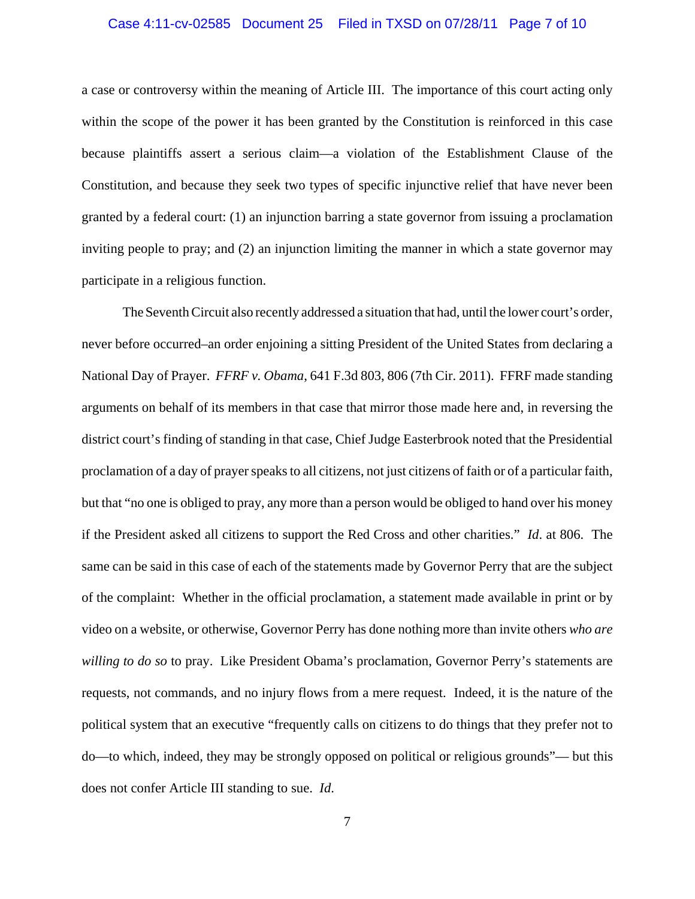a case or controversy within the meaning of Article III. The importance of this court acting only within the scope of the power it has been granted by the Constitution is reinforced in this case because plaintiffs assert a serious claim—a violation of the Establishment Clause of the Constitution, and because they seek two types of specific injunctive relief that have never been granted by a federal court: (1) an injunction barring a state governor from issuing a proclamation inviting people to pray; and (2) an injunction limiting the manner in which a state governor may participate in a religious function.

The Seventh Circuit also recently addressed a situation that had, until the lower court's order, never before occurred–an order enjoining a sitting President of the United States from declaring a National Day of Prayer. *FFRF v. Obama*, 641 F.3d 803, 806 (7th Cir. 2011). FFRF made standing arguments on behalf of its members in that case that mirror those made here and, in reversing the district court's finding of standing in that case, Chief Judge Easterbrook noted that the Presidential proclamation of a day of prayer speaks to all citizens, not just citizens of faith or of a particular faith, but that "no one is obliged to pray, any more than a person would be obliged to hand over his money if the President asked all citizens to support the Red Cross and other charities." *Id*. at 806. The same can be said in this case of each of the statements made by Governor Perry that are the subject of the complaint: Whether in the official proclamation, a statement made available in print or by video on a website, or otherwise, Governor Perry has done nothing more than invite others *who are willing to do so* to pray. Like President Obama's proclamation, Governor Perry's statements are requests, not commands, and no injury flows from a mere request. Indeed, it is the nature of the political system that an executive "frequently calls on citizens to do things that they prefer not to do—to which, indeed, they may be strongly opposed on political or religious grounds"— but this does not confer Article III standing to sue. *Id*.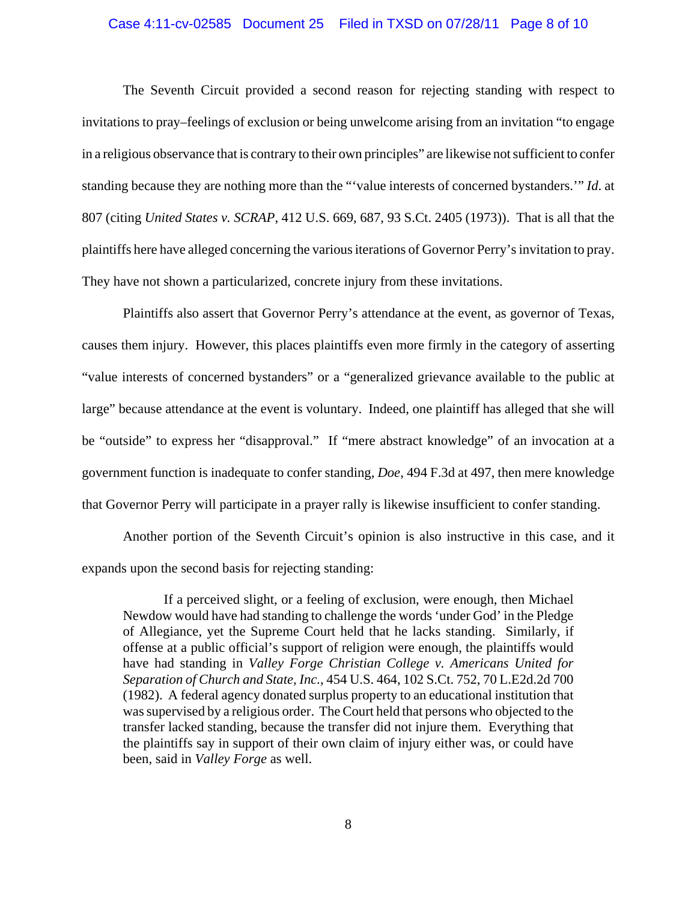The Seventh Circuit provided a second reason for rejecting standing with respect to invitations to pray–feelings of exclusion or being unwelcome arising from an invitation "to engage in a religious observance that is contrary to their own principles" are likewise not sufficient to confer standing because they are nothing more than the "'value interests of concerned bystanders.'" *Id.* at 807 (citing *United States v. SCRAP*, 412 U.S. 669, 687, 93 S.Ct. 2405 (1973)). That is all that the plaintiffs here have alleged concerning the various iterations of Governor Perry's invitation to pray. They have not shown a particularized, concrete injury from these invitations.

Plaintiffs also assert that Governor Perry's attendance at the event, as governor of Texas, causes them injury. However, this places plaintiffs even more firmly in the category of asserting "value interests of concerned bystanders" or a "generalized grievance available to the public at large" because attendance at the event is voluntary. Indeed, one plaintiff has alleged that she will be "outside" to express her "disapproval." If "mere abstract knowledge" of an invocation at a government function is inadequate to confer standing, *Doe*, 494 F.3d at 497, then mere knowledge that Governor Perry will participate in a prayer rally is likewise insufficient to confer standing.

Another portion of the Seventh Circuit's opinion is also instructive in this case, and it expands upon the second basis for rejecting standing:

> If a perceived slight, or a feeling of exclusion, were enough, then Michael Newdow would have had standing to challenge the words 'under God' in the Pledge of Allegiance, yet the Supreme Court held that he lacks standing. Similarly, if offense at a public official's support of religion were enough, the plaintiffs would have had standing in *Valley Forge Christian College v. Americans United for Separation of Church and State, Inc.*, 454 U.S. 464, 102 S.Ct. 752, 70 L.E2d.2d 700 (1982). A federal agency donated surplus property to an educational institution that was supervised by a religious order. The Court held that persons who objected to the transfer lacked standing, because the transfer did not injure them. Everything that the plaintiffs say in support of their own claim of injury either was, or could have been, said in *Valley Forge* as well.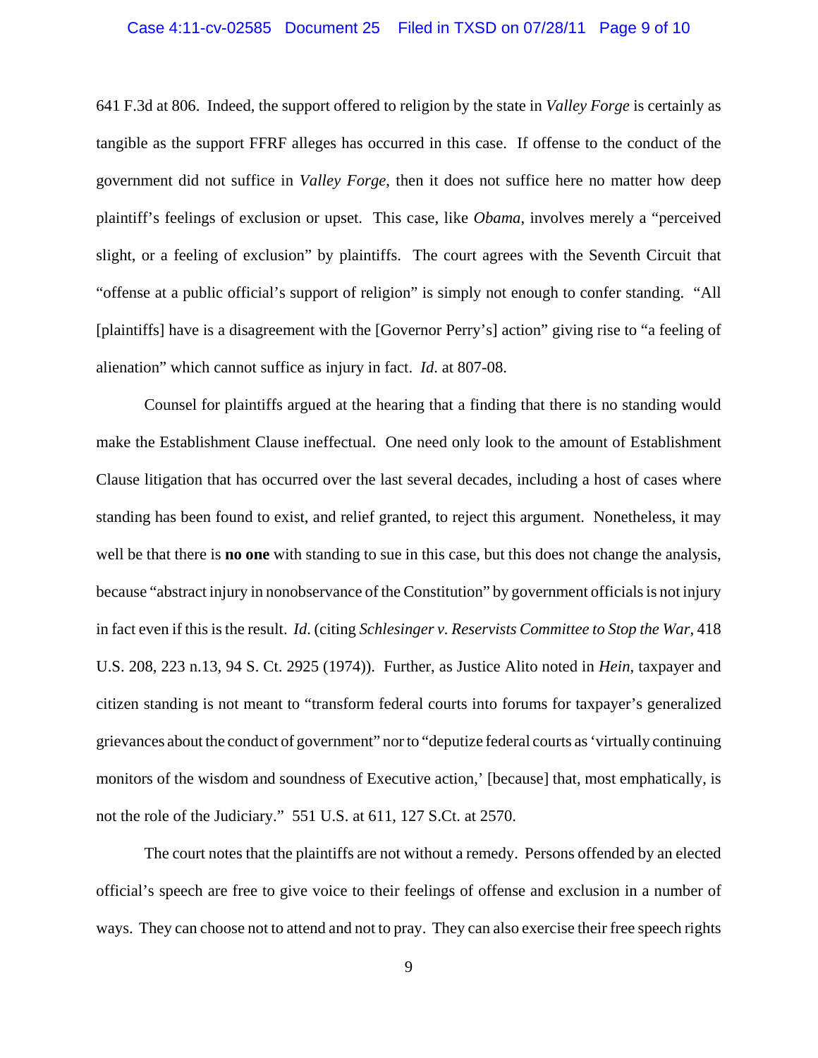641 F.3d at 806. Indeed, the support offered to religion by the state in *Valley Forge* is certainly as tangible as the support FFRF alleges has occurred in this case. If offense to the conduct of the government did not suffice in *Valley Forge*, then it does not suffice here no matter how deep plaintiff's feelings of exclusion or upset. This case, like *Obama*, involves merely a "perceived slight, or a feeling of exclusion" by plaintiffs. The court agrees with the Seventh Circuit that "offense at a public official's support of religion" is simply not enough to confer standing. "All [plaintiffs] have is a disagreement with the [Governor Perry's] action" giving rise to "a feeling of alienation" which cannot suffice as injury in fact. *Id*. at 807-08.

Counsel for plaintiffs argued at the hearing that a finding that there is no standing would make the Establishment Clause ineffectual. One need only look to the amount of Establishment Clause litigation that has occurred over the last several decades, including a host of cases where standing has been found to exist, and relief granted, to reject this argument. Nonetheless, it may well be that there is **no one** with standing to sue in this case, but this does not change the analysis, because "abstract injury in nonobservance of the Constitution" by government officials is not injury in fact even if this is the result. *Id*. (citing *Schlesinger v. Reservists Committee to Stop the War*, 418 U.S. 208, 223 n.13, 94 S. Ct. 2925 (1974)). Further, as Justice Alito noted in *Hein*, taxpayer and citizen standing is not meant to "transform federal courts into forums for taxpayer's generalized grievances about the conduct of government" nor to "deputize federal courts as 'virtually continuing monitors of the wisdom and soundness of Executive action,' [because] that, most emphatically, is not the role of the Judiciary." 551 U.S. at 611, 127 S.Ct. at 2570.

The court notes that the plaintiffs are not without a remedy. Persons offended by an elected official's speech are free to give voice to their feelings of offense and exclusion in a number of ways. They can choose not to attend and not to pray. They can also exercise their free speech rights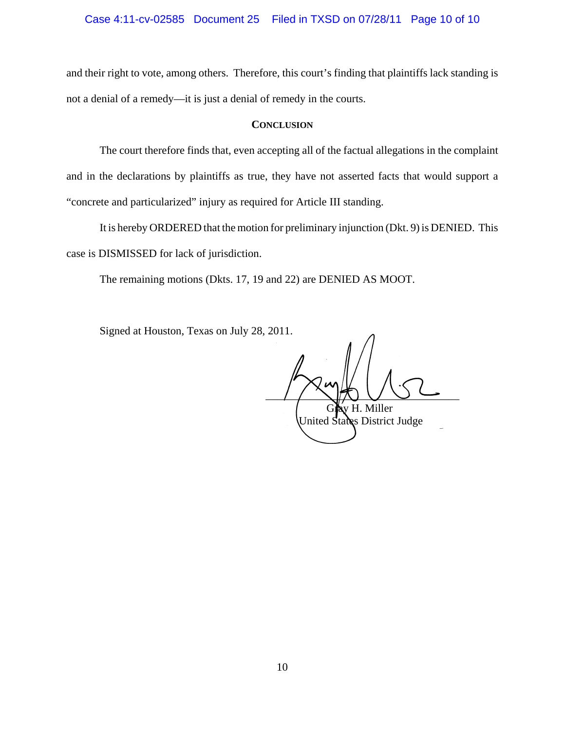and their right to vote, among others. Therefore, this court's finding that plaintiffs lack standing is not a denial of a remedy—it is just a denial of remedy in the courts.

## CONCLUSION

The court therefore finds that, even accepting all of the factual allegations in the complaint and in the declarations by plaintiffs as true, they have not asserted facts that would support a "concrete and particularized" injury as required for Article III standing.

It is hereby ORDERED that the motion for preliminary injunction (Dkt. 9) is DENIED. This case is DISMISSED for lack of jurisdiction.

The remaining motions (Dkts. 17, 19 and 22) are DENIED AS MOOT.

Signed at Houston, Texas on July 28, 2011.

Gray H. Miller
United States District Judge